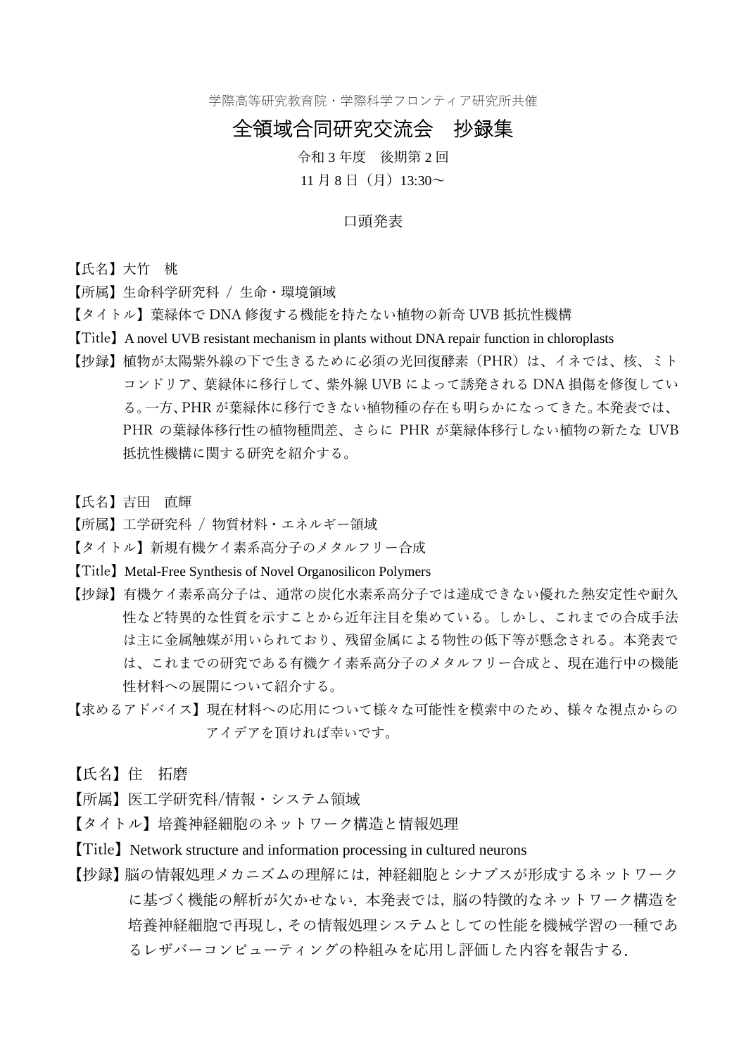学際高等研究教育院・学際科学フロンティア研究所共催

# 全領域合同研究交流会　抄録集

令和 3 年度　後期第 2 回

11 月 8 日（月）13:30～

## 口頭発表

【氏名】大竹　桃

【所属】生命科学研究科 / 生命・環境領域

【タイトル】葉緑体で DNA 修復する機能を持たない植物の新奇 UVB 抵抗性機構

【Title】A novel UVB resistant mechanism in plants without DNA repair function in chloroplasts

【抄録】植物が太陽紫外線の下で生きるために必須の光回復酵素（PHR）は、イネでは、核、ミトコンドリア、葉緑体に移行して、紫外線 UVB によって誘発される DNA 損傷を修復している。一方、PHR が葉緑体に移行できない植物種の存在も明らかになってきた。本発表では、PHR の葉緑体移行性の植物種間差、さらに PHR が葉緑体移行しない植物の新たな UVB 抵抗性機構に関する研究を紹介する。

【氏名】吉田　直輝

【所属】工学研究科 / 物質材料・エネルギー領域

【タイトル】新規有機ケイ素系高分子のメタルフリー合成

【Title】Metal-Free Synthesis of Novel Organosilicon Polymers

【抄録】有機ケイ素系高分子は、通常の炭化水素系高分子では達成できない優れた熱安定性や耐久性など特異的な性質を示すことから近年注目を集めている。しかし、これまでの合成手法は主に金属触媒が用いられており、残留金属による物性の低下等が懸念される。本発表では、これまでの研究である有機ケイ素系高分子のメタルフリー合成と、現在進行中の機能性材料への展開について紹介する。

【求めるアドバイス】現在材料への応用について様々な可能性を模索中のため、様々な視点からのアイデアを頂ければ幸いです。

【氏名】住　拓磨

【所属】医工学研究科/情報・システム領域

【タイトル】培養神経細胞のネットワーク構造と情報処理

【Title】Network structure and information processing in cultured neurons

【抄録】脳の情報処理メカニズムの理解には，神経細胞とシナプスが形成するネットワークに基づく機能の解析が欠かせない．本発表では，脳の特徴的なネットワーク構造を培養神経細胞で再現し，その情報処理システムとしての性能を機械学習の一種であるレザバーコンピューティングの枠組みを応用し評価した内容を報告する．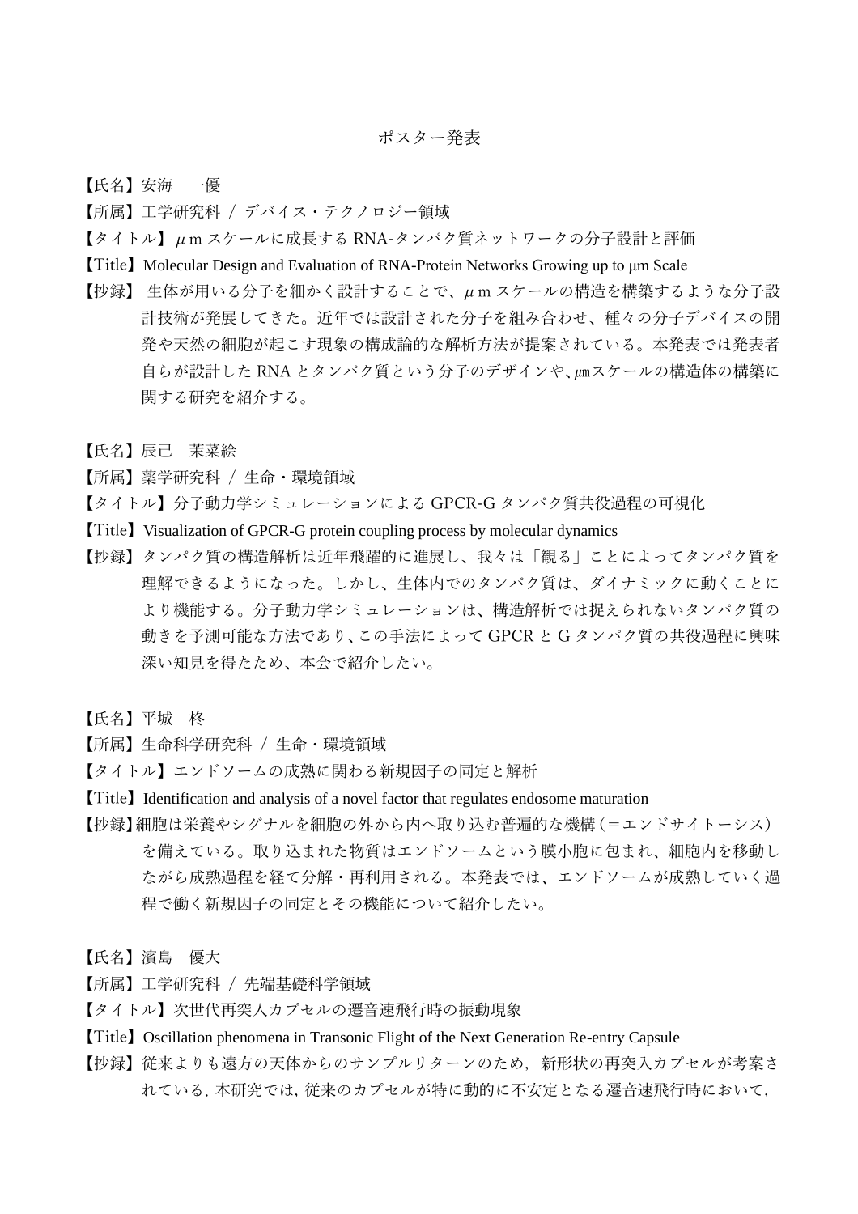## ポスター発表

【氏名】安海　一優

【所属】工学研究科 / デバイス・テクノロジー領域

【タイトル】μｍスケールに成長する RNA-タンパク質ネットワークの分子設計と評価

【Title】Molecular Design and Evaluation of RNA-Protein Networks Growing up to μm Scale

【抄録】 生体が用いる分子を細かく設計することで、μｍスケールの構造を構築するような分子設計技術が発展してきた。近年では設計された分子を組み合わせ、種々の分子デバイスの開発や天然の細胞が起こす現象の構成論的な解析方法が提案されている。本発表では発表者自らが設計した RNA とタンパク質という分子のデザインや、㎛スケールの構造体の構築に関する研究を紹介する。

【氏名】辰己　茉菜絵

【所属】薬学研究科 / 生命・環境領域

【タイトル】分子動力学シミュレーションによる GPCR-G タンパク質共役過程の可視化

【Title】Visualization of GPCR-G protein coupling process by molecular dynamics

【抄録】タンパク質の構造解析は近年飛躍的に進展し、我々は「観る」ことによってタンパク質を理解できるようになった。しかし、生体内でのタンパク質は、ダイナミックに動くことにより機能する。分子動力学シミュレーションは、構造解析では捉えられないタンパク質の動きを予測可能な方法であり、この手法によって GPCR と G タンパク質の共役過程に興味深い知見を得たため、本会で紹介したい。

【氏名】平城　柊

【所属】生命科学研究科 / 生命・環境領域

【タイトル】エンドソームの成熟に関わる新規因子の同定と解析

【Title】Identification and analysis of a novel factor that regulates endosome maturation

【抄録】細胞は栄養やシグナルを細胞の外から内へ取り込む普遍的な機構（＝エンドサイトーシス）を備えている。取り込まれた物質はエンドソームという膜小胞に包まれ、細胞内を移動しながら成熟過程を経て分解・再利用される。本発表では、エンドソームが成熟していく過程で働く新規因子の同定とその機能について紹介したい。

【氏名】濱島　優大

【所属】工学研究科 / 先端基礎科学領域

【タイトル】次世代再突入カプセルの遷音速飛行時の振動現象

【Title】Oscillation phenomena in Transonic Flight of the Next Generation Re-entry Capsule

【抄録】従来よりも遠方の天体からのサンプルリターンのため，新形状の再突入カプセルが考案されている．本研究では，従来のカプセルが特に動的に不安定となる遷音速飛行時において，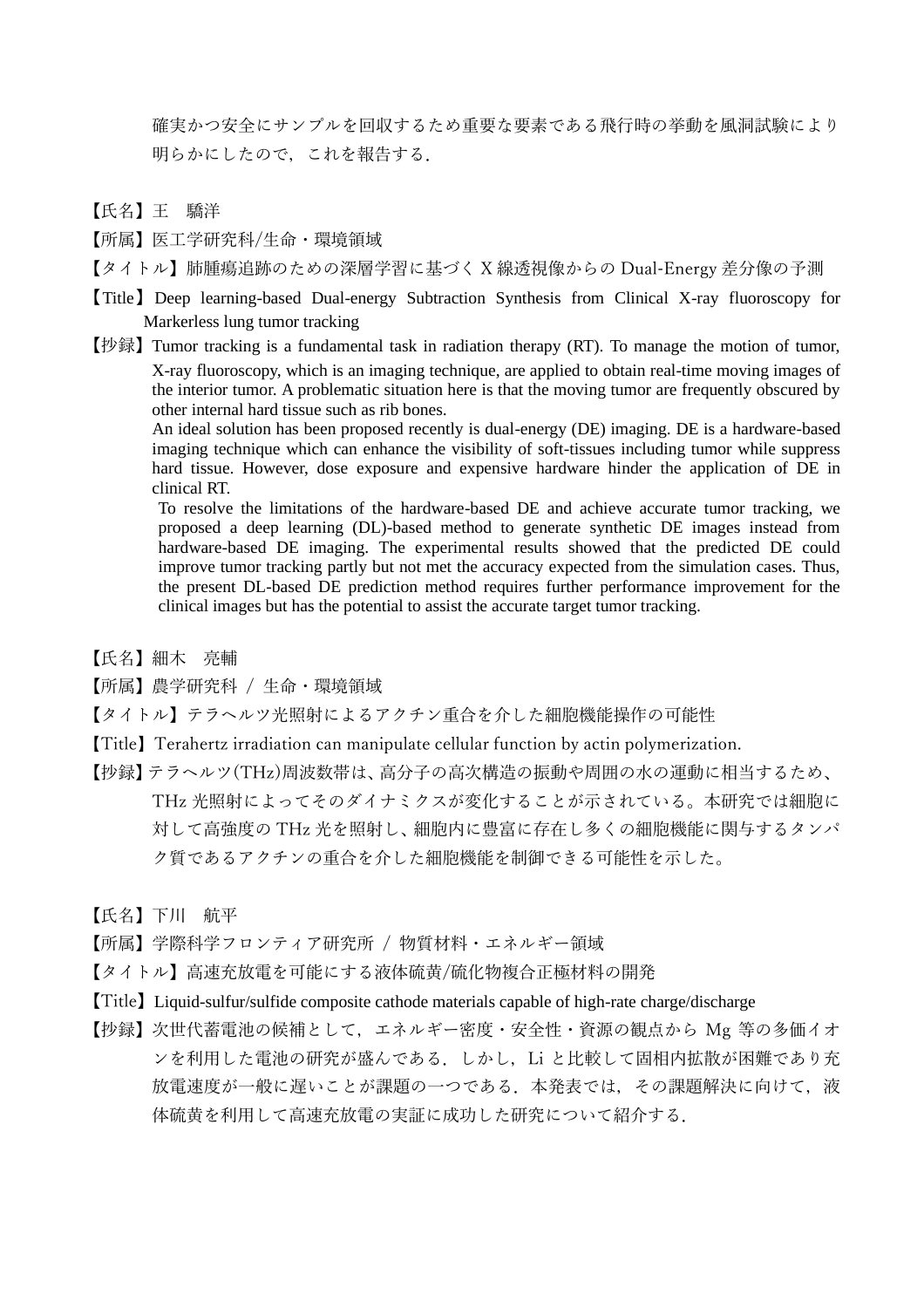確実かつ安全にサンプルを回収するため重要な要素である飛行時の挙動を風洞試験により明らかにしたので，これを報告する．

【氏名】王　驕洋

【所属】医工学研究科/生命・環境領域

【タイトル】肺腫瘍追跡のための深層学習に基づく X 線透視像からの Dual-Energy 差分像の予測

【Title】Deep learning-based Dual-energy Subtraction Synthesis from Clinical X-ray fluoroscopy for Markerless lung tumor tracking

【抄録】Tumor tracking is a fundamental task in radiation therapy (RT). To manage the motion of tumor, X-ray fluoroscopy, which is an imaging technique, are applied to obtain real-time moving images of the interior tumor. A problematic situation here is that the moving tumor are frequently obscured by other internal hard tissue such as rib bones.

An ideal solution has been proposed recently is dual-energy (DE) imaging. DE is a hardware-based imaging technique which can enhance the visibility of soft-tissues including tumor while suppress hard tissue. However, dose exposure and expensive hardware hinder the application of DE in clinical RT.

To resolve the limitations of the hardware-based DE and achieve accurate tumor tracking, we proposed a deep learning (DL)-based method to generate synthetic DE images instead from hardware-based DE imaging. The experimental results showed that the predicted DE could improve tumor tracking partly but not met the accuracy expected from the simulation cases. Thus, the present DL-based DE prediction method requires further performance improvement for the clinical images but has the potential to assist the accurate target tumor tracking.

【氏名】細木　亮輔

【所属】農学研究科 / 生命・環境領域

【タイトル】テラヘルツ光照射によるアクチン重合を介した細胞機能操作の可能性

【Title】Terahertz irradiation can manipulate cellular function by actin polymerization.

【抄録】テラヘルツ(THz)周波数帯は、高分子の高次構造の振動や周囲の水の運動に相当するため、THz 光照射によってそのダイナミクスが変化することが示されている。本研究では細胞に対して高強度の THz 光を照射し、細胞内に豊富に存在し多くの細胞機能に関与するタンパク質であるアクチンの重合を介した細胞機能を制御できる可能性を示した。

【氏名】下川　航平

【所属】学際科学フロンティア研究所 / 物質材料・エネルギー領域

【タイトル】高速充放電を可能にする液体硫黄/硫化物複合正極材料の開発

【Title】Liquid-sulfur/sulfide composite cathode materials capable of high-rate charge/discharge

【抄録】次世代蓄電池の候補として，エネルギー密度・安全性・資源の観点から Mg 等の多価イオンを利用した電池の研究が盛んである．しかし，Li と比較して固相内拡散が困難であり充放電速度が一般に遅いことが課題の一つである．本発表では，その課題解決に向けて，液体硫黄を利用して高速充放電の実証に成功した研究について紹介する．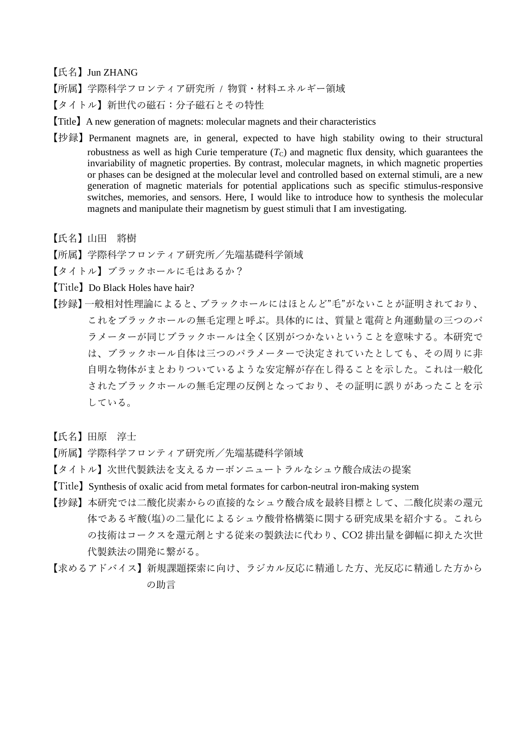【氏名】Jun ZHANG

【所属】学際科学フロンティア研究所 / 物質・材料エネルギー領域

【タイトル】新世代の磁石：分子磁石とその特性

【Title】A new generation of magnets: molecular magnets and their characteristics

【抄録】Permanent magnets are, in general, expected to have high stability owing to their structural robustness as well as high Curie temperature ($T_C$) and magnetic flux density, which guarantees the invariability of magnetic properties. By contrast, molecular magnets, in which magnetic properties or phases can be designed at the molecular level and controlled based on external stimuli, are a new generation of magnetic materials for potential applications such as specific stimulus-responsive switches, memories, and sensors. Here, I would like to introduce how to synthesis the molecular magnets and manipulate their magnetism by guest stimuli that I am investigating.

【氏名】山田　將樹

【所属】学際科学フロンティア研究所／先端基礎科学領域

【タイトル】ブラックホールに毛はあるか？

【Title】Do Black Holes have hair?

【抄録】一般相対性理論によると、ブラックホールにはほとんど"毛"がないことが証明されており、これをブラックホールの無毛定理と呼ぶ。具体的には、質量と電荷と角運動量の三つのパラメーターが同じブラックホールは全く区別がつかないということを意味する。本研究では、ブラックホール自体は三つのパラメーターで決定されていたとしても、その周りに非自明な物体がまとわりついているような安定解が存在し得ることを示した。これは一般化されたブラックホールの無毛定理の反例となっており、その証明に誤りがあったことを示している。

【氏名】田原　淳士

【所属】学際科学フロンティア研究所／先端基礎科学領域

【タイトル】次世代製鉄法を支えるカーボンニュートラルなシュウ酸合成法の提案

【Title】Synthesis of oxalic acid from metal formates for carbon-neutral iron-making system

【抄録】本研究では二酸化炭素からの直接的なシュウ酸合成を最終目標として、二酸化炭素の還元体であるギ酸(塩)の二量化によるシュウ酸骨格構築に関する研究成果を紹介する。これらの技術はコークスを還元剤とする従来の製鉄法に代わり、$CO_2$ 排出量を御幅に抑えた次世代製鉄法の開発に繋がる。

【求めるアドバイス】新規課題探索に向け、ラジカル反応に精通した方、光反応に精通した方からの助言